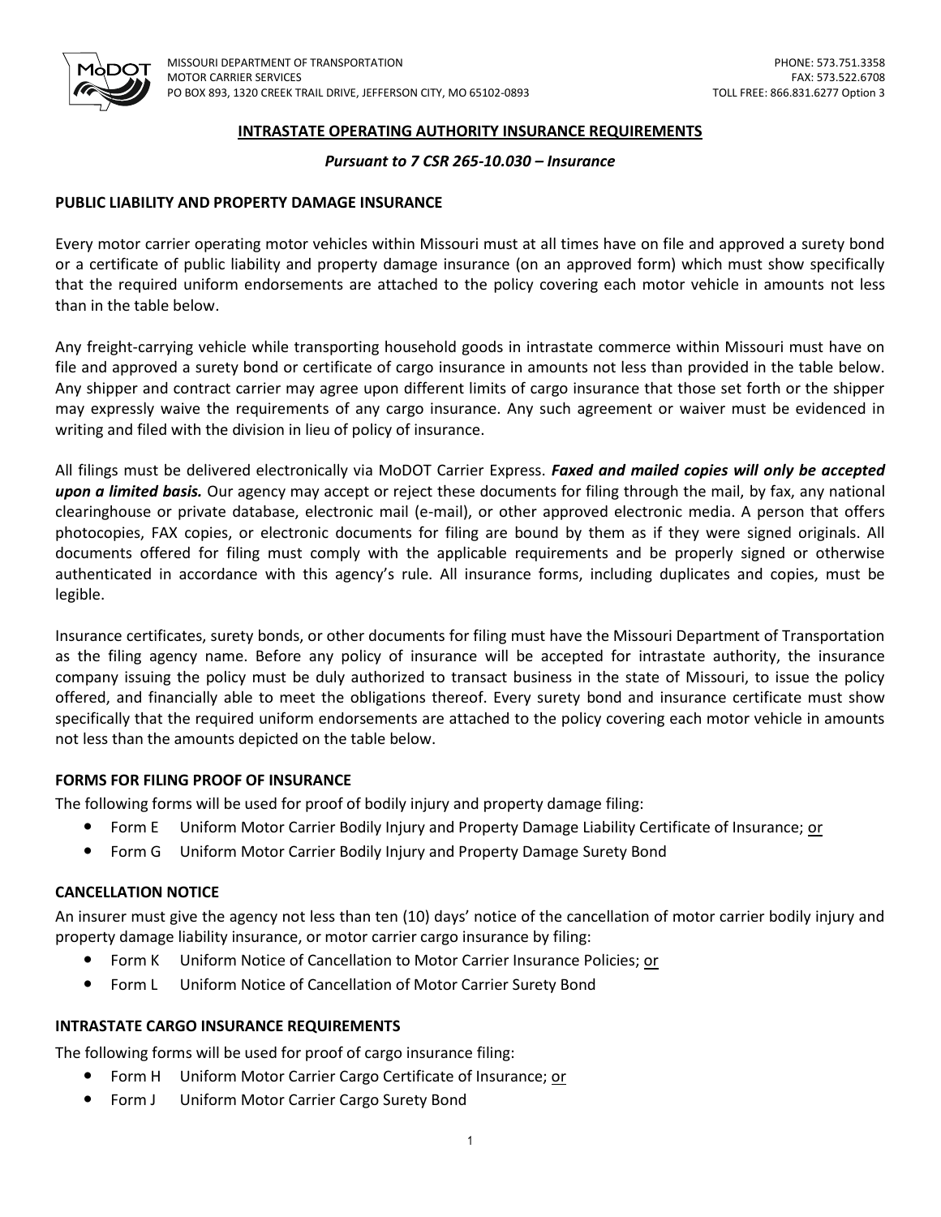MISSOURI DEPARTMENT OF TRANSPORTATION
MOTOR CARRIER SERVICES
PO BOX 893, 1320 CREEK TRAIL DRIVE, JEFFERSON CITY, MO 65102-0893

PHONE: 573.751.3358
FAX: 573.522.6708
TOLL FREE: 866.831.6277 Option 3

# INTRASTATE OPERATING AUTHORITY INSURANCE REQUIREMENTS

***Pursuant to 7 CSR 265-10.030 – Insurance***

## PUBLIC LIABILITY AND PROPERTY DAMAGE INSURANCE

Every motor carrier operating motor vehicles within Missouri must at all times have on file and approved a surety bond or a certificate of public liability and property damage insurance (on an approved form) which must show specifically that the required uniform endorsements are attached to the policy covering each motor vehicle in amounts not less than in the table below.

Any freight-carrying vehicle while transporting household goods in intrastate commerce within Missouri must have on file and approved a surety bond or certificate of cargo insurance in amounts not less than provided in the table below. Any shipper and contract carrier may agree upon different limits of cargo insurance that those set forth or the shipper may expressly waive the requirements of any cargo insurance. Any such agreement or waiver must be evidenced in writing and filed with the division in lieu of policy of insurance.

All filings must be delivered electronically via MoDOT Carrier Express. ***Faxed and mailed copies will only be accepted upon a limited basis.*** Our agency may accept or reject these documents for filing through the mail, by fax, any national clearinghouse or private database, electronic mail (e-mail), or other approved electronic media. A person that offers photocopies, FAX copies, or electronic documents for filing are bound by them as if they were signed originals. All documents offered for filing must comply with the applicable requirements and be properly signed or otherwise authenticated in accordance with this agency's rule. All insurance forms, including duplicates and copies, must be legible.

Insurance certificates, surety bonds, or other documents for filing must have the Missouri Department of Transportation as the filing agency name. Before any policy of insurance will be accepted for intrastate authority, the insurance company issuing the policy must be duly authorized to transact business in the state of Missouri, to issue the policy offered, and financially able to meet the obligations thereof. Every surety bond and insurance certificate must show specifically that the required uniform endorsements are attached to the policy covering each motor vehicle in amounts not less than the amounts depicted on the table below.

## FORMS FOR FILING PROOF OF INSURANCE

The following forms will be used for proof of bodily injury and property damage filing:

- Form E Uniform Motor Carrier Bodily Injury and Property Damage Liability Certificate of Insurance; or
- Form G Uniform Motor Carrier Bodily Injury and Property Damage Surety Bond

## CANCELLATION NOTICE

An insurer must give the agency not less than ten (10) days' notice of the cancellation of motor carrier bodily injury and property damage liability insurance, or motor carrier cargo insurance by filing:

- Form K Uniform Notice of Cancellation to Motor Carrier Insurance Policies; or
- Form L Uniform Notice of Cancellation of Motor Carrier Surety Bond

## INTRASTATE CARGO INSURANCE REQUIREMENTS

The following forms will be used for proof of cargo insurance filing:

- Form H Uniform Motor Carrier Cargo Certificate of Insurance; or
- Form J Uniform Motor Carrier Cargo Surety Bond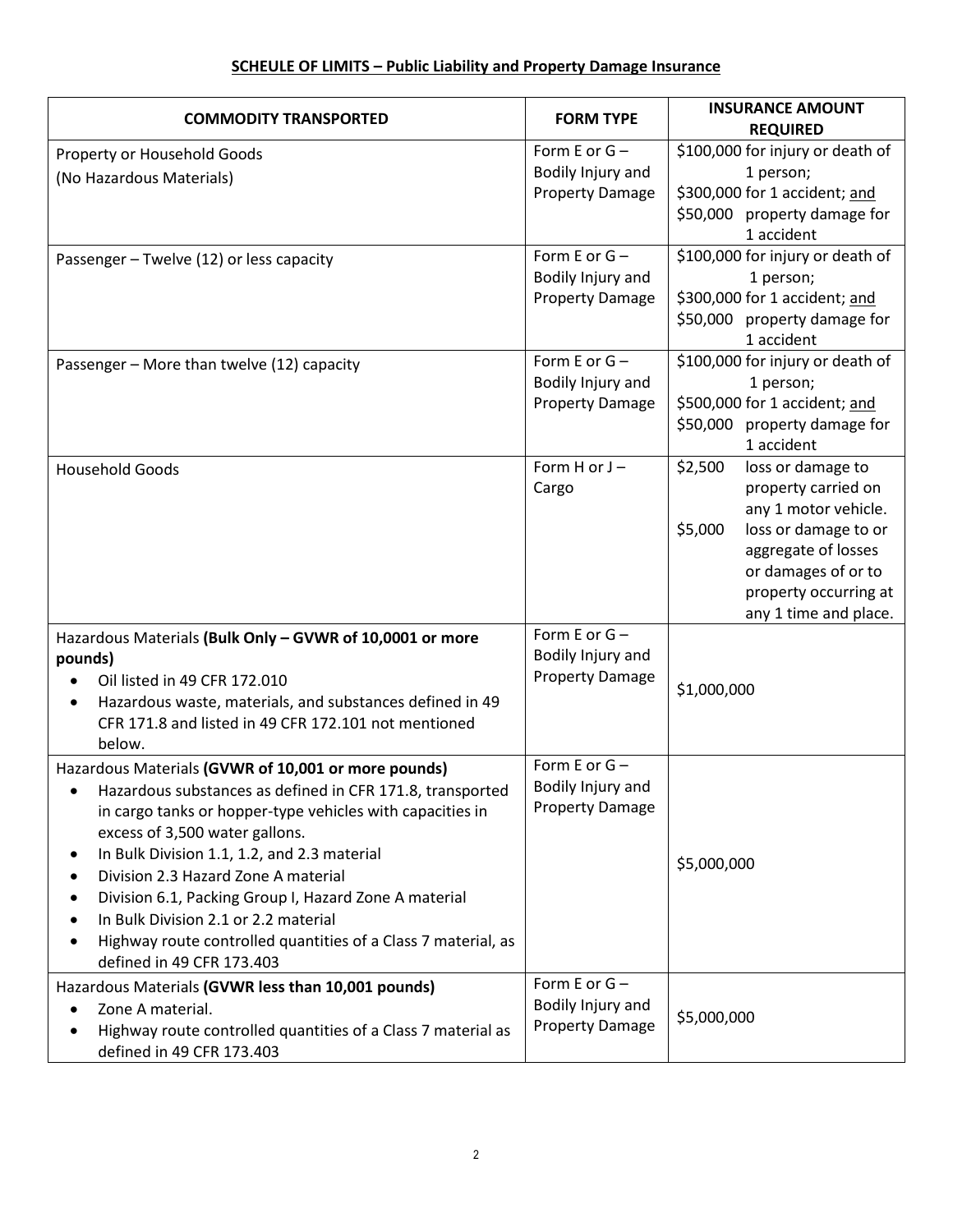**SCHEULE OF LIMITS – Public Liability and Property Damage Insurance**

| COMMODITY TRANSPORTED | FORM TYPE | INSURANCE AMOUNT REQUIRED |
|---|---|---|
| Property or Household Goods<br>(No Hazardous Materials) | Form E or G – Bodily Injury and Property Damage | \$100,000 for injury or death of 1 person;<br>\$300,000 for 1 accident; <u>and</u><br>\$50,000 property damage for 1 accident |
| Passenger – Twelve (12) or less capacity | Form E or G – Bodily Injury and Property Damage | \$100,000 for injury or death of 1 person;<br>\$300,000 for 1 accident; <u>and</u><br>\$50,000 property damage for 1 accident |
| Passenger – More than twelve (12) capacity | Form E or G – Bodily Injury and Property Damage | \$100,000 for injury or death of 1 person;<br>\$500,000 for 1 accident; <u>and</u><br>\$50,000 property damage for 1 accident |
| Household Goods | Form H or J – Cargo | \$2,500 loss or damage to property carried on any 1 motor vehicle.<br>\$5,000 loss or damage to or aggregate of losses or damages of or to property occurring at any 1 time and place. |
| Hazardous Materials **(Bulk Only – GVWR of 10,0001 or more pounds)**<br>• Oil listed in 49 CFR 172.010<br>• Hazardous waste, materials, and substances defined in 49 CFR 171.8 and listed in 49 CFR 172.101 not mentioned below. | Form E or G – Bodily Injury and Property Damage | \$1,000,000 |
| Hazardous Materials **(GVWR of 10,001 or more pounds)**<br>• Hazardous substances as defined in CFR 171.8, transported in cargo tanks or hopper-type vehicles with capacities in excess of 3,500 water gallons.<br>• In Bulk Division 1.1, 1.2, and 2.3 material<br>• Division 2.3 Hazard Zone A material<br>• Division 6.1, Packing Group I, Hazard Zone A material<br>• In Bulk Division 2.1 or 2.2 material<br>• Highway route controlled quantities of a Class 7 material, as defined in 49 CFR 173.403 | Form E or G – Bodily Injury and Property Damage | \$5,000,000 |
| Hazardous Materials **(GVWR less than 10,001 pounds)**<br>• Zone A material.<br>• Highway route controlled quantities of a Class 7 material as defined in 49 CFR 173.403 | Form E or G – Bodily Injury and Property Damage | \$5,000,000 |